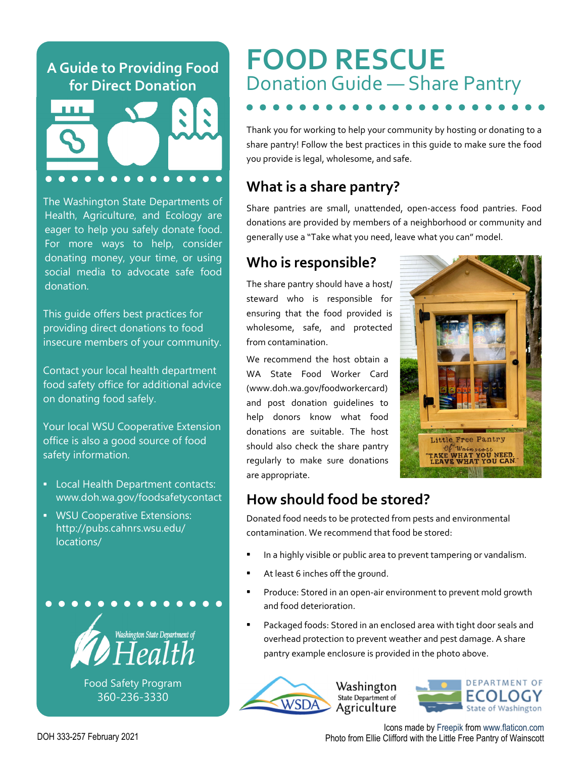# FOOD RESCUE

## Donation Guide — Share Pantry

Thank you for working to help your community by hosting or donating to a share pantry! Follow the best practices in this guide to make sure the food you provide is legal, wholesome, and safe.

## What is a share pantry?

Share pantries are small, unattended, open-access food pantries. Food donations are provided by members of a neighborhood or community and generally use a "Take what you need, leave what you can" model.

## Who is responsible?

The share pantry should have a host/ steward who is responsible for ensuring that the food provided is wholesome, safe, and protected from contamination.

We recommend the host obtain a WA State Food Worker Card (www.doh.wa.gov/foodworkercard) and post donation guidelines to help donors know what food donations are suitable. The host should also check the share pantry regularly to make sure donations are appropriate.

## How should food be stored?

Donated food needs to be protected from pests and environmental contamination. We recommend that food be stored:

- In a highly visible or public area to prevent tampering or vandalism.
- At least 6 inches off the ground.
- Produce: Stored in an open-air environment to prevent mold growth and food deterioration.
- Packaged foods: Stored in an enclosed area with tight door seals and overhead protection to prevent weather and pest damage. A share pantry example enclosure is provided in the photo above.

### A Guide to Providing Food for Direct Donation

The Washington State Departments of Health, Agriculture, and Ecology are eager to help you safely donate food. For more ways to help, consider donating money, your time, or using social media to advocate safe food donation.

This guide offers best practices for providing direct donations to food insecure members of your community.

Contact your local health department food safety office for additional advice on donating food safely.

Your local WSU Cooperative Extension office is also a good source of food safety information.

- Local Health Department contacts: www.doh.wa.gov/foodsafetycontact
- WSU Cooperative Extensions: http://pubs.cahnrs.wsu.edu/locations/

Washington State Department of Health
Food Safety Program
360-236-3330

Icons made by Freepik from www.flaticon.com
Photo from Ellie Clifford with the Little Free Pantry of Wainscott

DOH 333-257 February 2021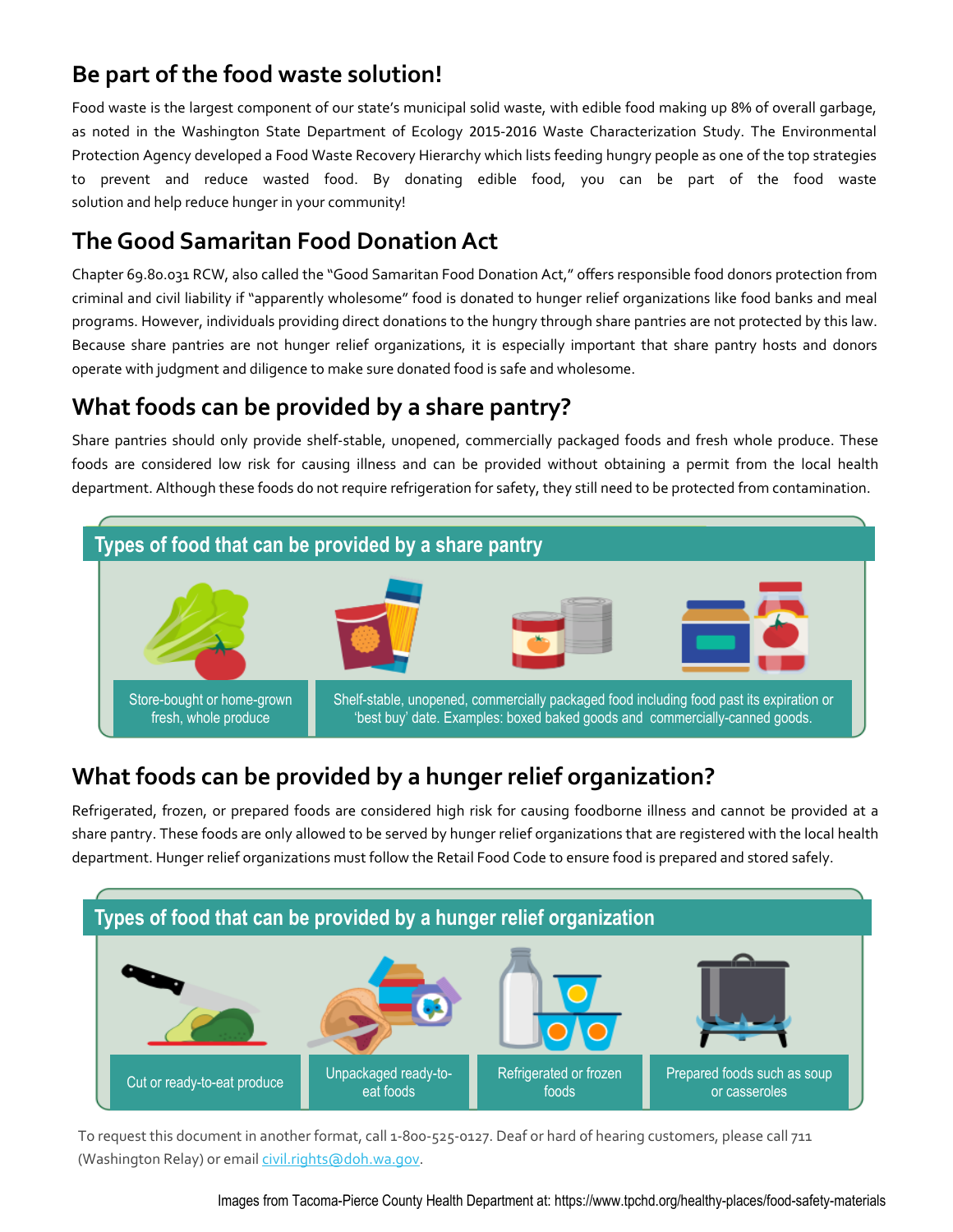## Be part of the food waste solution!

Food waste is the largest component of our state's municipal solid waste, with edible food making up 8% of overall garbage, as noted in the Washington State Department of Ecology 2015-2016 Waste Characterization Study. The Environmental Protection Agency developed a Food Waste Recovery Hierarchy which lists feeding hungry people as one of the top strategies to prevent and reduce wasted food. By donating edible food, you can be part of the food waste solution and help reduce hunger in your community!

## The Good Samaritan Food Donation Act

Chapter 69.80.031 RCW, also called the "Good Samaritan Food Donation Act," offers responsible food donors protection from criminal and civil liability if "apparently wholesome" food is donated to hunger relief organizations like food banks and meal programs. However, individuals providing direct donations to the hungry through share pantries are not protected by this law. Because share pantries are not hunger relief organizations, it is especially important that share pantry hosts and donors operate with judgment and diligence to make sure donated food is safe and wholesome.

## What foods can be provided by a share pantry?

Share pantries should only provide shelf-stable, unopened, commercially packaged foods and fresh whole produce. These foods are considered low risk for causing illness and can be provided without obtaining a permit from the local health department. Although these foods do not require refrigeration for safety, they still need to be protected from contamination.

### Types of food that can be provided by a share pantry

- Store-bought or home-grown fresh, whole produce
- Shelf-stable, unopened, commercially packaged food including food past its expiration or 'best buy' date. Examples: boxed baked goods and commercially-canned goods.

## What foods can be provided by a hunger relief organization?

Refrigerated, frozen, or prepared foods are considered high risk for causing foodborne illness and cannot be provided at a share pantry. These foods are only allowed to be served by hunger relief organizations that are registered with the local health department. Hunger relief organizations must follow the Retail Food Code to ensure food is prepared and stored safely.

### Types of food that can be provided by a hunger relief organization

- Cut or ready-to-eat produce
- Unpackaged ready-to-eat foods
- Refrigerated or frozen foods
- Prepared foods such as soup or casseroles

To request this document in another format, call 1-800-525-0127. Deaf or hard of hearing customers, please call 711 (Washington Relay) or email civil.rights@doh.wa.gov.

Images from Tacoma-Pierce County Health Department at: https://www.tpchd.org/healthy-places/food-safety-materials